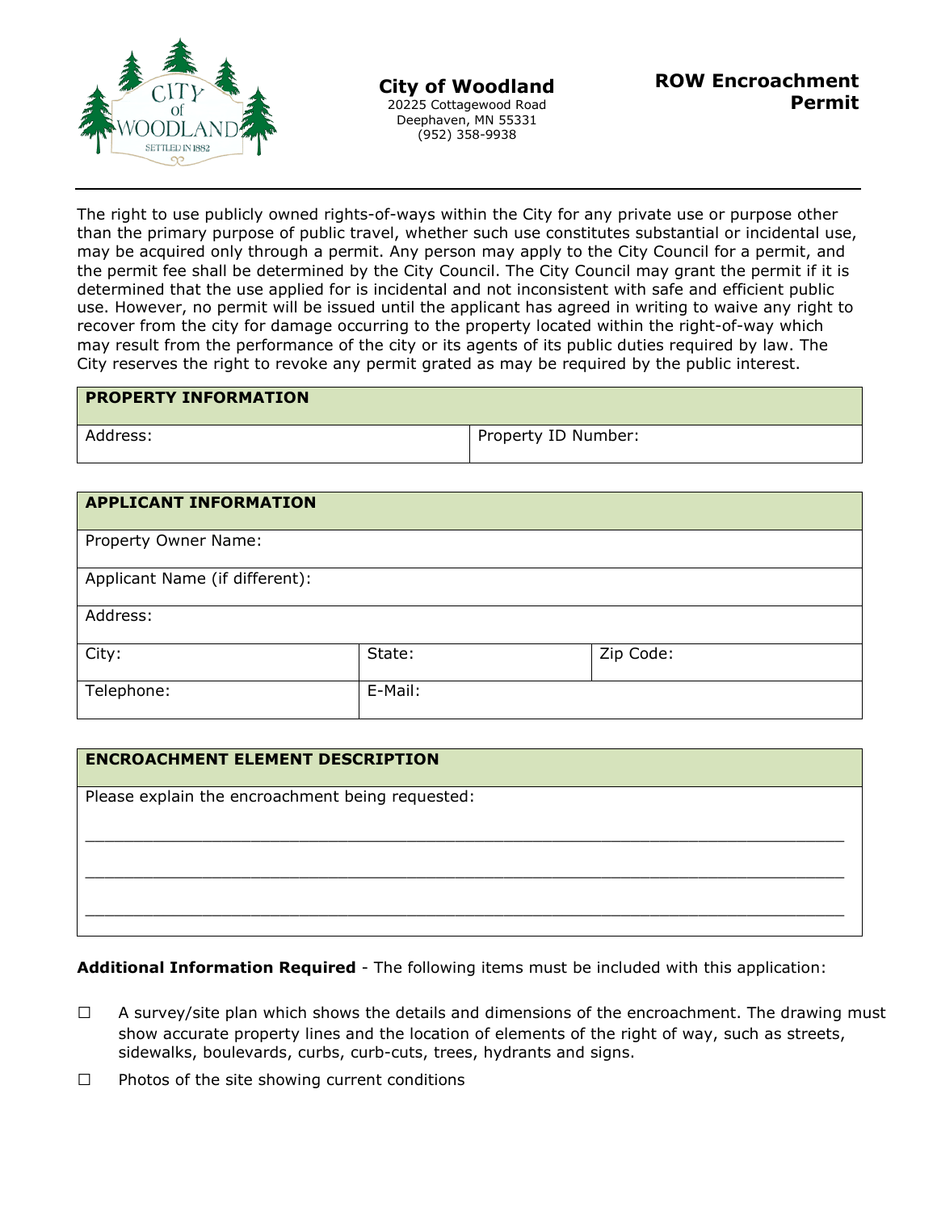# City of Woodland

20225 Cottagewood Road
Deephaven, MN 55331
(952) 358-9938

## ROW Encroachment Permit

The right to use publicly owned rights-of-ways within the City for any private use or purpose other than the primary purpose of public travel, whether such use constitutes substantial or incidental use, may be acquired only through a permit. Any person may apply to the City Council for a permit, and the permit fee shall be determined by the City Council. The City Council may grant the permit if it is determined that the use applied for is incidental and not inconsistent with safe and efficient public use. However, no permit will be issued until the applicant has agreed in writing to waive any right to recover from the city for damage occurring to the property located within the right-of-way which may result from the performance of the city or its agents of its public duties required by law. The City reserves the right to revoke any permit grated as may be required by the public interest.

| PROPERTY INFORMATION | |
|---|---|
| Address: | Property ID Number: |

| APPLICANT INFORMATION | | |
|---|---|---|
| Property Owner Name: | | |
| Applicant Name (if different): | | |
| Address: | | |
| City: | State: | Zip Code: |
| Telephone: | E-Mail: | |

| ENCROACHMENT ELEMENT DESCRIPTION |
|---|
| Please explain the encroachment being requested: |
| ______________________________________________________________ |
| ______________________________________________________________ |
| ______________________________________________________________ |

**Additional Information Required** - The following items must be included with this application:

☐ A survey/site plan which shows the details and dimensions of the encroachment. The drawing must show accurate property lines and the location of elements of the right of way, such as streets, sidewalks, boulevards, curbs, curb-cuts, trees, hydrants and signs.

☐ Photos of the site showing current conditions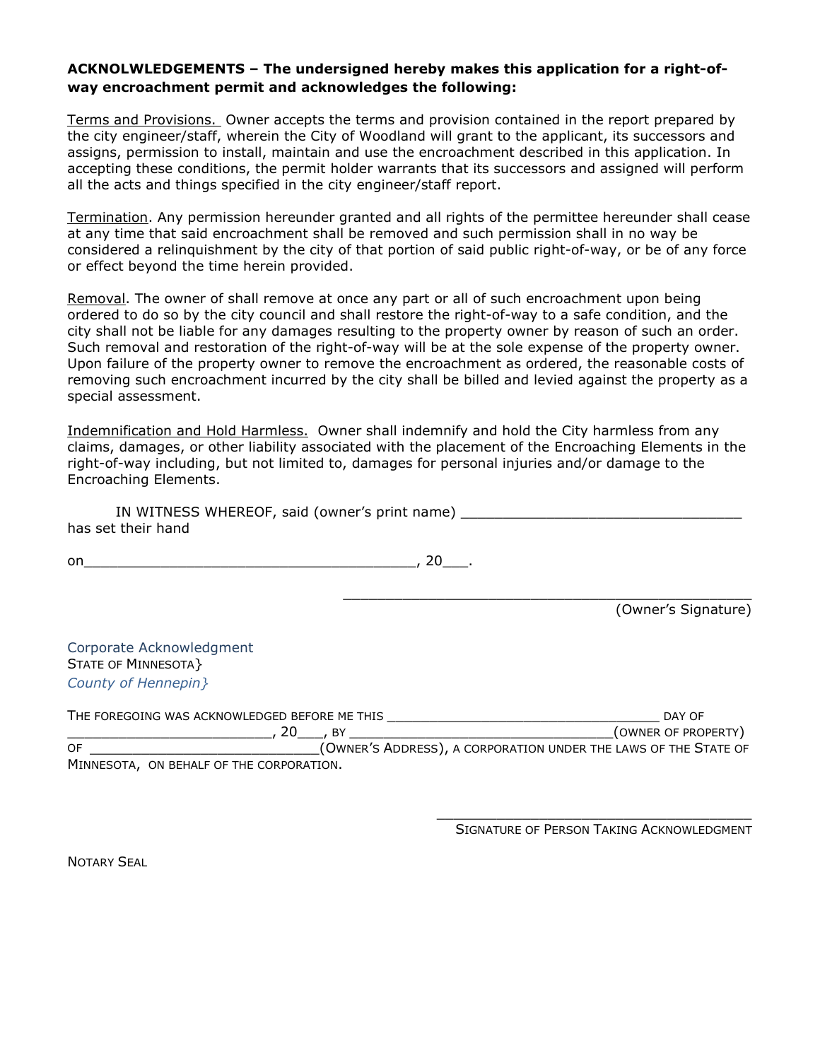**ACKNOLWLEDGEMENTS – The undersigned hereby makes this application for a right-of-way encroachment permit and acknowledges the following:**

Terms and Provisions. Owner accepts the terms and provision contained in the report prepared by the city engineer/staff, wherein the City of Woodland will grant to the applicant, its successors and assigns, permission to install, maintain and use the encroachment described in this application. In accepting these conditions, the permit holder warrants that its successors and assigned will perform all the acts and things specified in the city engineer/staff report.

Termination. Any permission hereunder granted and all rights of the permittee hereunder shall cease at any time that said encroachment shall be removed and such permission shall in no way be considered a relinquishment by the city of that portion of said public right-of-way, or be of any force or effect beyond the time herein provided.

Removal. The owner of shall remove at once any part or all of such encroachment upon being ordered to do so by the city council and shall restore the right-of-way to a safe condition, and the city shall not be liable for any damages resulting to the property owner by reason of such an order. Such removal and restoration of the right-of-way will be at the sole expense of the property owner. Upon failure of the property owner to remove the encroachment as ordered, the reasonable costs of removing such encroachment incurred by the city shall be billed and levied against the property as a special assessment.

Indemnification and Hold Harmless. Owner shall indemnify and hold the City harmless from any claims, damages, or other liability associated with the placement of the Encroaching Elements in the right-of-way including, but not limited to, damages for personal injuries and/or damage to the Encroaching Elements.

IN WITNESS WHEREOF, said (owner's print name) ___________________________________ has set their hand

on_________________________________________, 20___.

_____________________________________________________
(Owner's Signature)

Corporate Acknowledgment
STATE OF MINNESOTA}
*County of Hennepin}*

THE FOREGOING WAS ACKNOWLEDGED BEFORE ME THIS ___________________________________ DAY OF __________________________, 20___, BY __________________________________(OWNER OF PROPERTY) OF ____________________________(OWNER'S ADDRESS), A CORPORATION UNDER THE LAWS OF THE STATE OF MINNESOTA, ON BEHALF OF THE CORPORATION.

________________________________________
SIGNATURE OF PERSON TAKING ACKNOWLEDGMENT

NOTARY SEAL